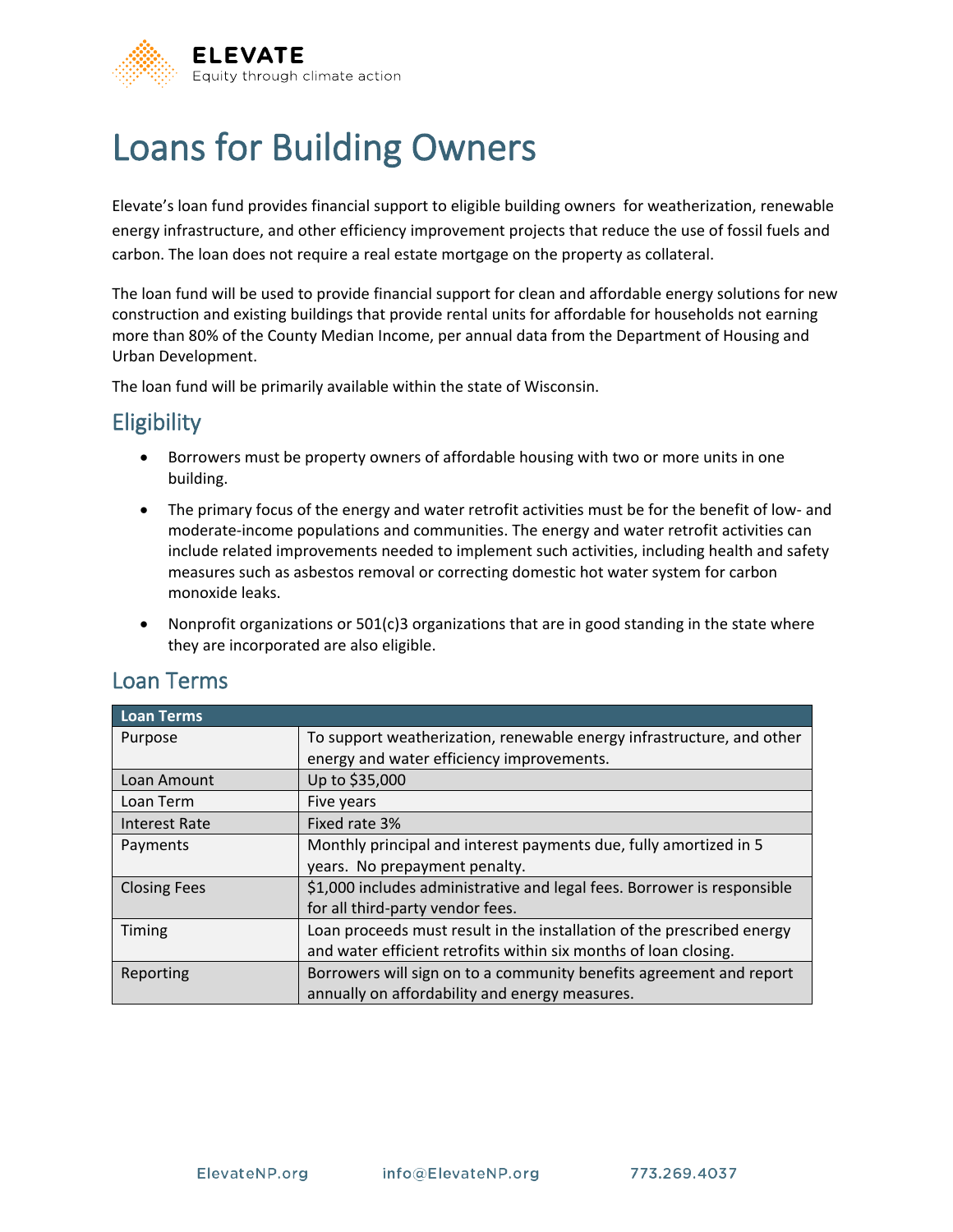ELEVATE
Equity through climate action

# Loans for Building Owners

Elevate's loan fund provides financial support to eligible building owners for weatherization, renewable energy infrastructure, and other efficiency improvement projects that reduce the use of fossil fuels and carbon. The loan does not require a real estate mortgage on the property as collateral.

The loan fund will be used to provide financial support for clean and affordable energy solutions for new construction and existing buildings that provide rental units for affordable for households not earning more than 80% of the County Median Income, per annual data from the Department of Housing and Urban Development.

The loan fund will be primarily available within the state of Wisconsin.

## Eligibility

- Borrowers must be property owners of affordable housing with two or more units in one building.
- The primary focus of the energy and water retrofit activities must be for the benefit of low- and moderate-income populations and communities. The energy and water retrofit activities can include related improvements needed to implement such activities, including health and safety measures such as asbestos removal or correcting domestic hot water system for carbon monoxide leaks.
- Nonprofit organizations or 501(c)3 organizations that are in good standing in the state where they are incorporated are also eligible.

## Loan Terms

| Loan Terms | |
|---|---|
| Purpose | To support weatherization, renewable energy infrastructure, and other energy and water efficiency improvements. |
| Loan Amount | Up to $35,000 |
| Loan Term | Five years |
| Interest Rate | Fixed rate 3% |
| Payments | Monthly principal and interest payments due, fully amortized in 5 years. No prepayment penalty. |
| Closing Fees | $1,000 includes administrative and legal fees. Borrower is responsible for all third-party vendor fees. |
| Timing | Loan proceeds must result in the installation of the prescribed energy and water efficient retrofits within six months of loan closing. |
| Reporting | Borrowers will sign on to a community benefits agreement and report annually on affordability and energy measures. |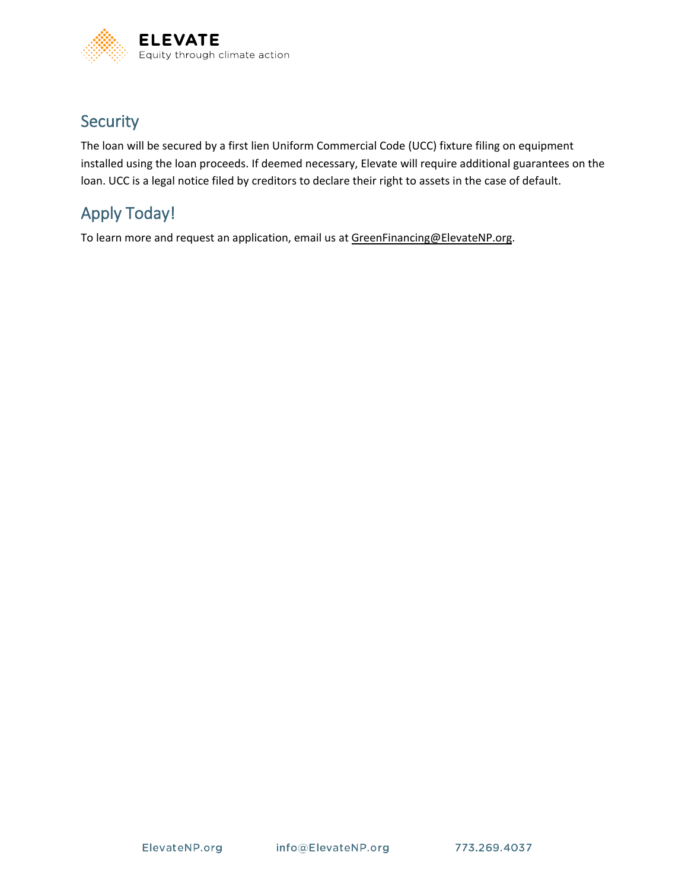## Security

The loan will be secured by a first lien Uniform Commercial Code (UCC) fixture filing on equipment installed using the loan proceeds. If deemed necessary, Elevate will require additional guarantees on the loan. UCC is a legal notice filed by creditors to declare their right to assets in the case of default.

## Apply Today!

To learn more and request an application, email us at GreenFinancing@ElevateNP.org.